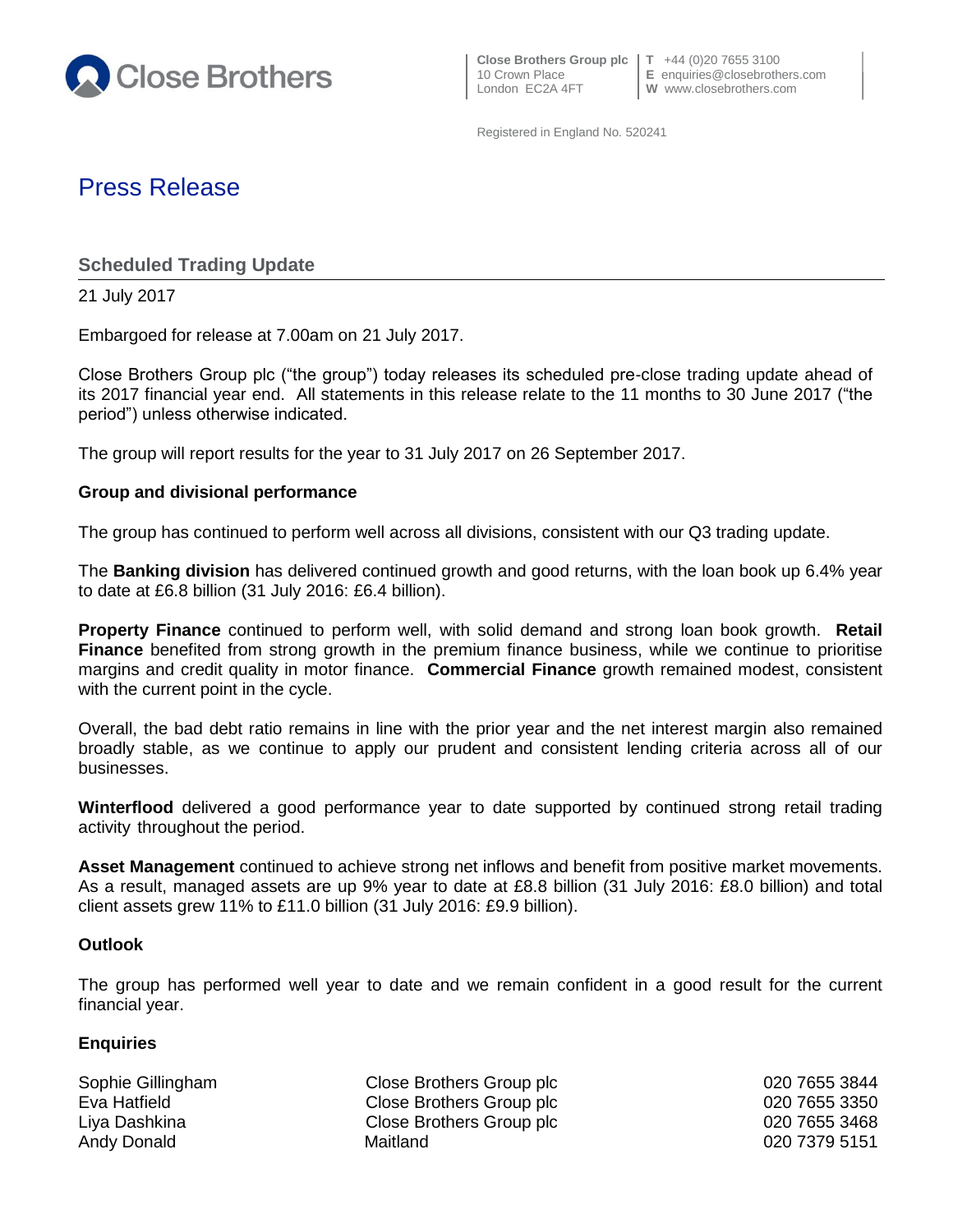Close Brothers

**Close Brothers Group plc**
10 Crown Place
London EC2A 4FT

**T** +44 (0)20 7655 3100
**E** enquiries@closebrothers.com
**W** www.closebrothers.com

Registered in England No. 520241

# Press Release

## Scheduled Trading Update

21 July 2017

Embargoed for release at 7.00am on 21 July 2017.

Close Brothers Group plc ("the group") today releases its scheduled pre-close trading update ahead of its 2017 financial year end. All statements in this release relate to the 11 months to 30 June 2017 ("the period") unless otherwise indicated.

The group will report results for the year to 31 July 2017 on 26 September 2017.

**Group and divisional performance**

The group has continued to perform well across all divisions, consistent with our Q3 trading update.

The **Banking division** has delivered continued growth and good returns, with the loan book up 6.4% year to date at £6.8 billion (31 July 2016: £6.4 billion).

**Property Finance** continued to perform well, with solid demand and strong loan book growth. **Retail Finance** benefited from strong growth in the premium finance business, while we continue to prioritise margins and credit quality in motor finance. **Commercial Finance** growth remained modest, consistent with the current point in the cycle.

Overall, the bad debt ratio remains in line with the prior year and the net interest margin also remained broadly stable, as we continue to apply our prudent and consistent lending criteria across all of our businesses.

**Winterflood** delivered a good performance year to date supported by continued strong retail trading activity throughout the period.

**Asset Management** continued to achieve strong net inflows and benefit from positive market movements. As a result, managed assets are up 9% year to date at £8.8 billion (31 July 2016: £8.0 billion) and total client assets grew 11% to £11.0 billion (31 July 2016: £9.9 billion).

**Outlook**

The group has performed well year to date and we remain confident in a good result for the current financial year.

**Enquiries**

| | | |
|---|---|---|
| Sophie Gillingham | Close Brothers Group plc | 020 7655 3844 |
| Eva Hatfield | Close Brothers Group plc | 020 7655 3350 |
| Liya Dashkina | Close Brothers Group plc | 020 7655 3468 |
| Andy Donald | Maitland | 020 7379 5151 |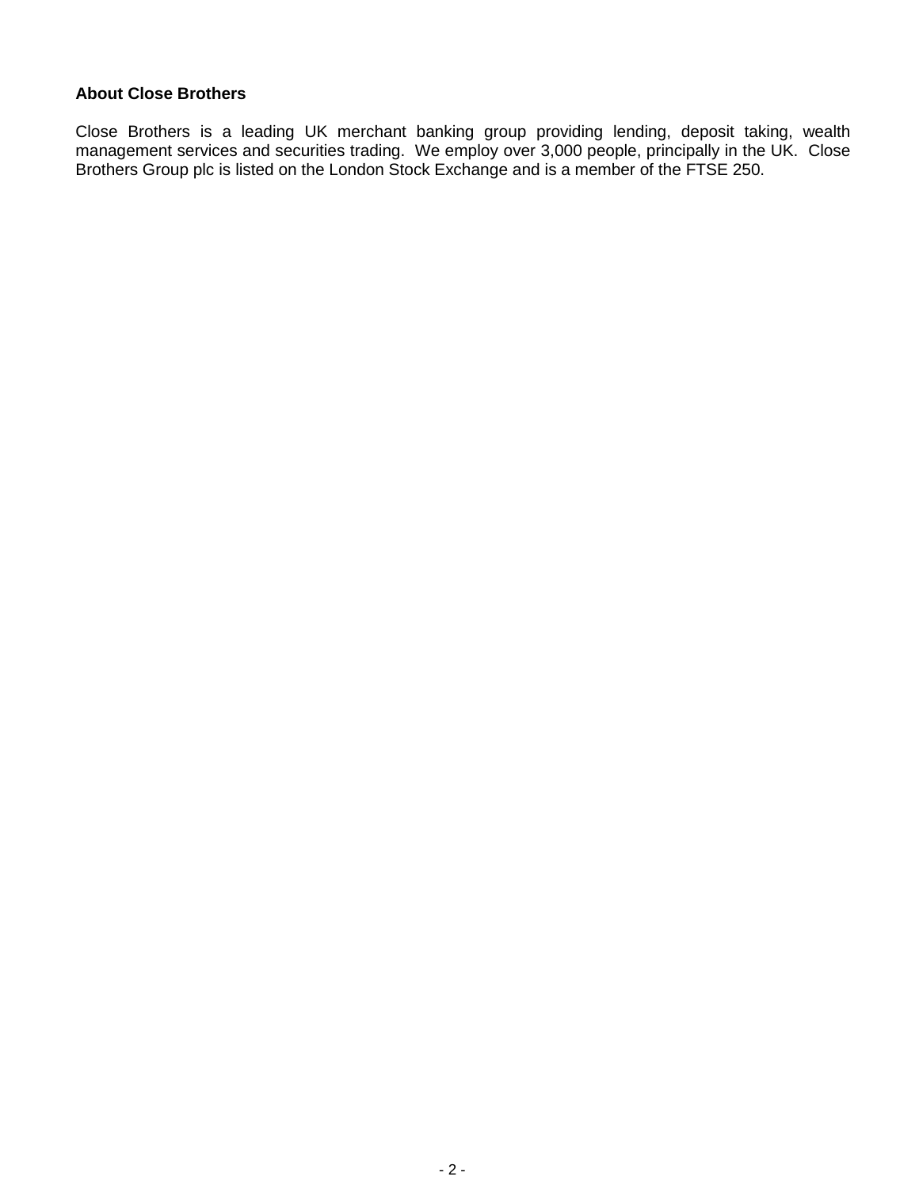**About Close Brothers**

Close Brothers is a leading UK merchant banking group providing lending, deposit taking, wealth management services and securities trading. We employ over 3,000 people, principally in the UK. Close Brothers Group plc is listed on the London Stock Exchange and is a member of the FTSE 250.